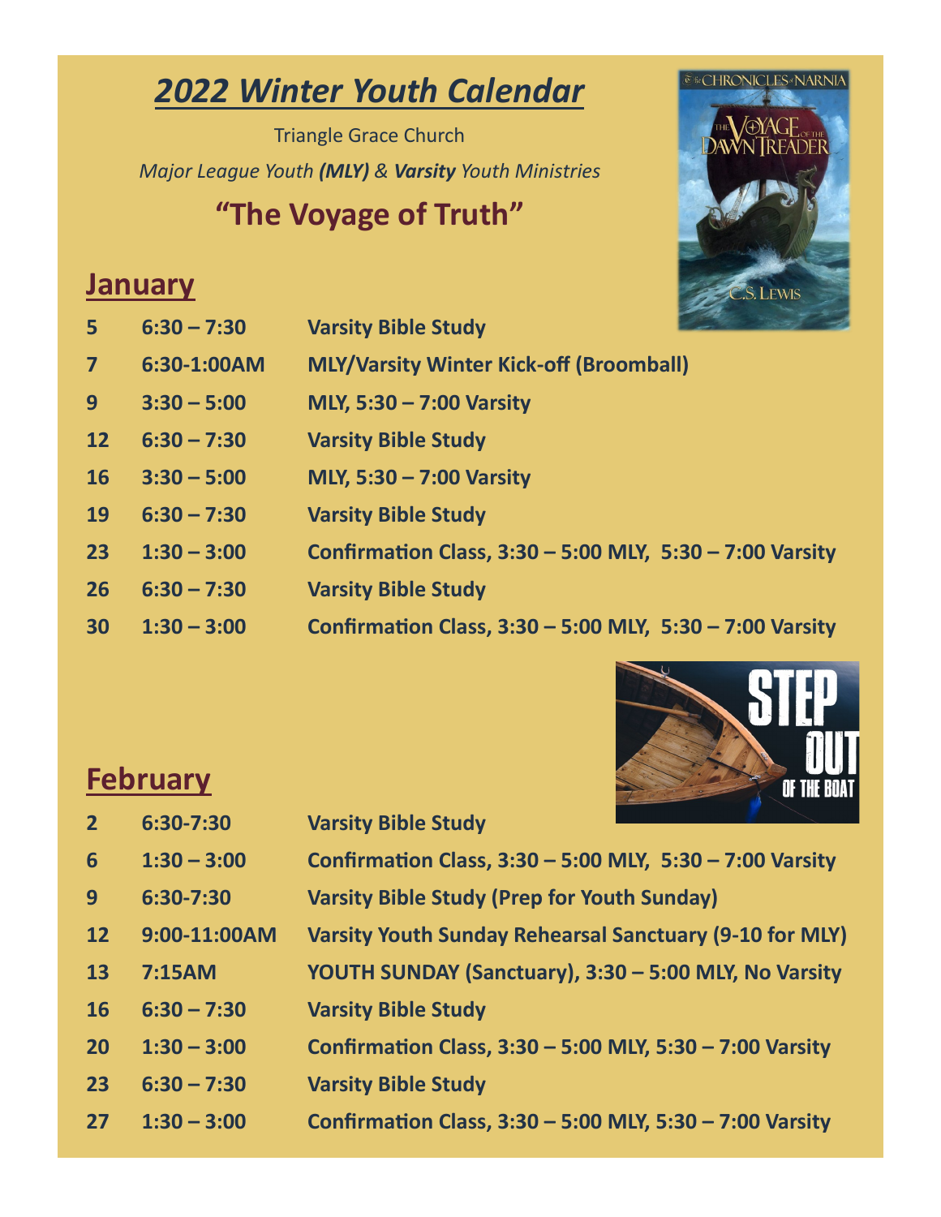# *2022 Winter Youth Calendar*

Triangle Grace Church

*Major League Youth **(MLY)** & **Varsity** Youth Ministries*

## **"The Voyage of Truth"**

## January

| | | |
|---|---|---|
| **5** | **6:30 – 7:30** | **Varsity Bible Study** |
| **7** | **6:30-1:00AM** | **MLY/Varsity Winter Kick-off (Broomball)** |
| **9** | **3:30 – 5:00** | **MLY, 5:30 – 7:00 Varsity** |
| **12** | **6:30 – 7:30** | **Varsity Bible Study** |
| **16** | **3:30 – 5:00** | **MLY, 5:30 – 7:00 Varsity** |
| **19** | **6:30 – 7:30** | **Varsity Bible Study** |
| **23** | **1:30 – 3:00** | **Confirmation Class, 3:30 – 5:00 MLY, 5:30 – 7:00 Varsity** |
| **26** | **6:30 – 7:30** | **Varsity Bible Study** |
| **30** | **1:30 – 3:00** | **Confirmation Class, 3:30 – 5:00 MLY, 5:30 – 7:00 Varsity** |

## February

| | | |
|---|---|---|
| **2** | **6:30-7:30** | **Varsity Bible Study** |
| **6** | **1:30 – 3:00** | **Confirmation Class, 3:30 – 5:00 MLY, 5:30 – 7:00 Varsity** |
| **9** | **6:30-7:30** | **Varsity Bible Study (Prep for Youth Sunday)** |
| **12** | **9:00-11:00AM** | **Varsity Youth Sunday Rehearsal Sanctuary (9-10 for MLY)** |
| **13** | **7:15AM** | **YOUTH SUNDAY (Sanctuary), 3:30 – 5:00 MLY, No Varsity** |
| **16** | **6:30 – 7:30** | **Varsity Bible Study** |
| **20** | **1:30 – 3:00** | **Confirmation Class, 3:30 – 5:00 MLY, 5:30 – 7:00 Varsity** |
| **23** | **6:30 – 7:30** | **Varsity Bible Study** |
| **27** | **1:30 – 3:00** | **Confirmation Class, 3:30 – 5:00 MLY, 5:30 – 7:00 Varsity** |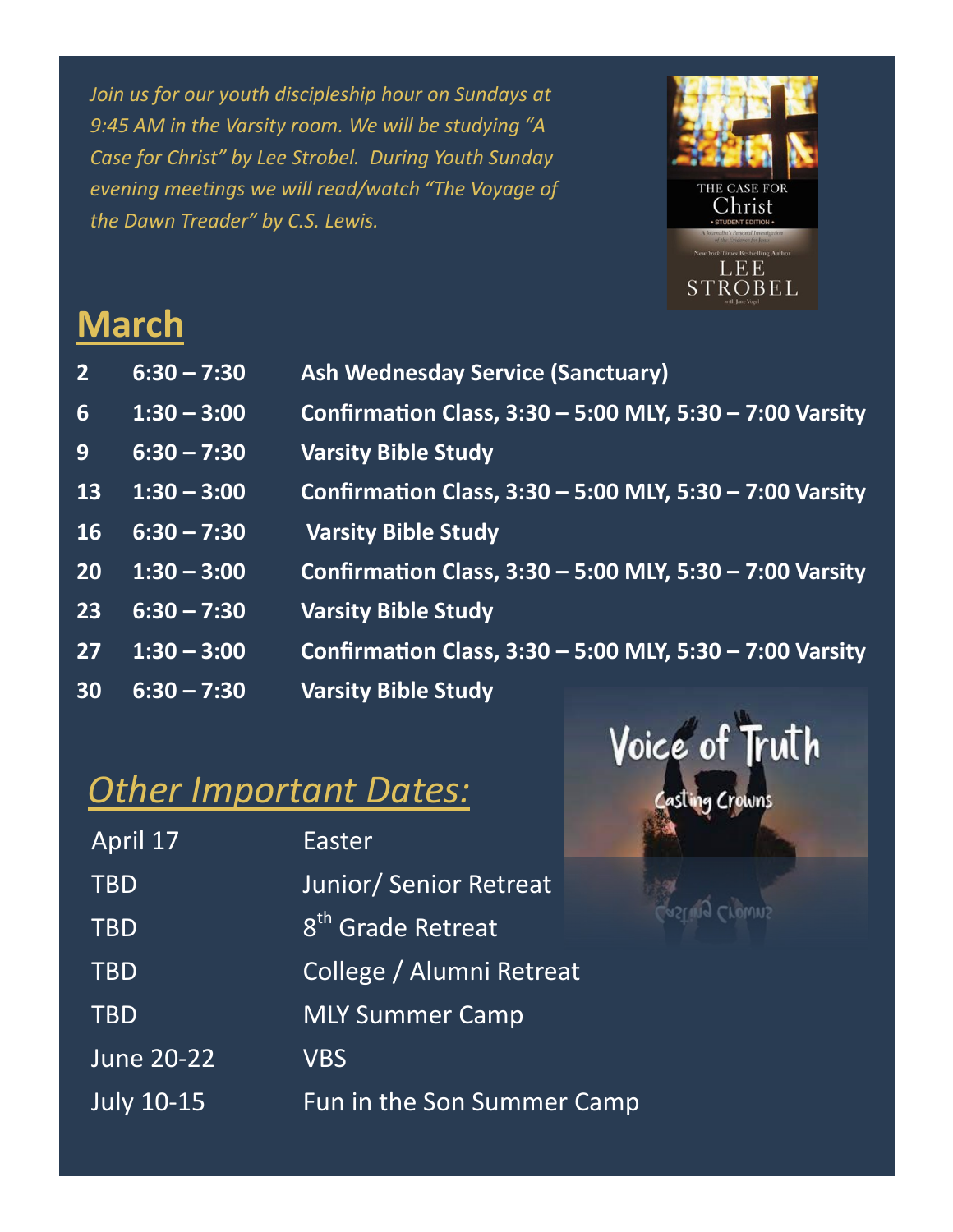*Join us for our youth discipleship hour on Sundays at 9:45 AM in the Varsity room. We will be studying "A Case for Christ" by Lee Strobel. During Youth Sunday evening meetings we will read/watch "The Voyage of the Dawn Treader" by C.S. Lewis.*

## March

| | | |
|---|---|---|
| **2** | **6:30 – 7:30** | **Ash Wednesday Service (Sanctuary)** |
| **6** | **1:30 – 3:00** | **Confirmation Class, 3:30 – 5:00 MLY, 5:30 – 7:00 Varsity** |
| **9** | **6:30 – 7:30** | **Varsity Bible Study** |
| **13** | **1:30 – 3:00** | **Confirmation Class, 3:30 – 5:00 MLY, 5:30 – 7:00 Varsity** |
| **16** | **6:30 – 7:30** | **Varsity Bible Study** |
| **20** | **1:30 – 3:00** | **Confirmation Class, 3:30 – 5:00 MLY, 5:30 – 7:00 Varsity** |
| **23** | **6:30 – 7:30** | **Varsity Bible Study** |
| **27** | **1:30 – 3:00** | **Confirmation Class, 3:30 – 5:00 MLY, 5:30 – 7:00 Varsity** |
| **30** | **6:30 – 7:30** | **Varsity Bible Study** |

## *Other Important Dates:*

| | |
|---|---|
| April 17 | Easter |
| TBD | Junior/ Senior Retreat |
| TBD | 8th Grade Retreat |
| TBD | College / Alumni Retreat |
| TBD | MLY Summer Camp |
| June 20-22 | VBS |
| July 10-15 | Fun in the Son Summer Camp |